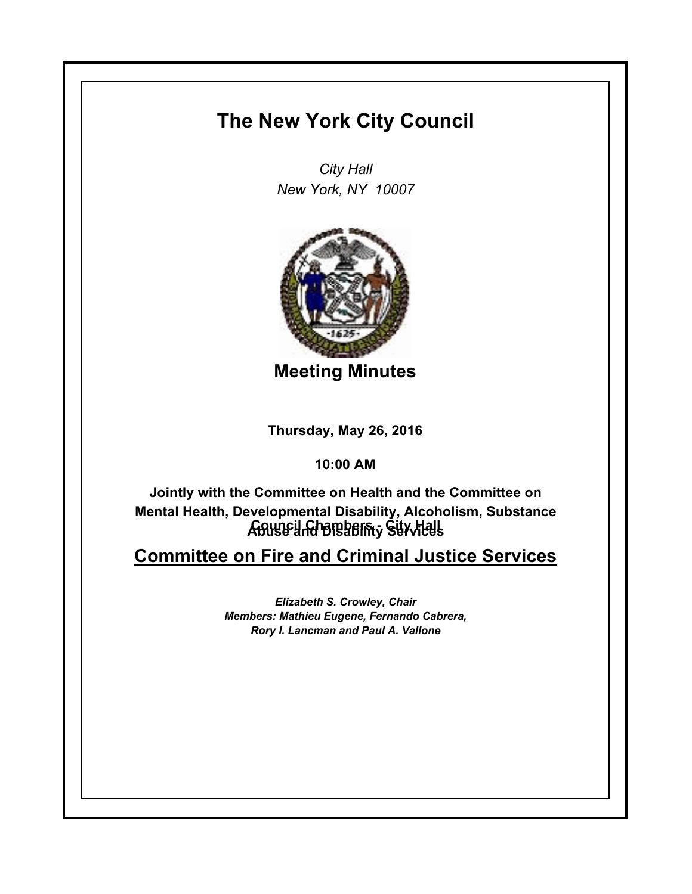# The New York City Council

*City Hall*
*New York, NY 10007*

## Meeting Minutes

**Thursday, May 26, 2016**

**10:00 AM**

**Jointly with the Committee on Health and the Committee on Mental Health, Developmental Disability, Alcoholism, Substance Abuse and Disability Services**

**Council Chambers - City Hall**

## Committee on Fire and Criminal Justice Services

***Elizabeth S. Crowley, Chair***
***Members: Mathieu Eugene, Fernando Cabrera, Rory I. Lancman and Paul A. Vallone***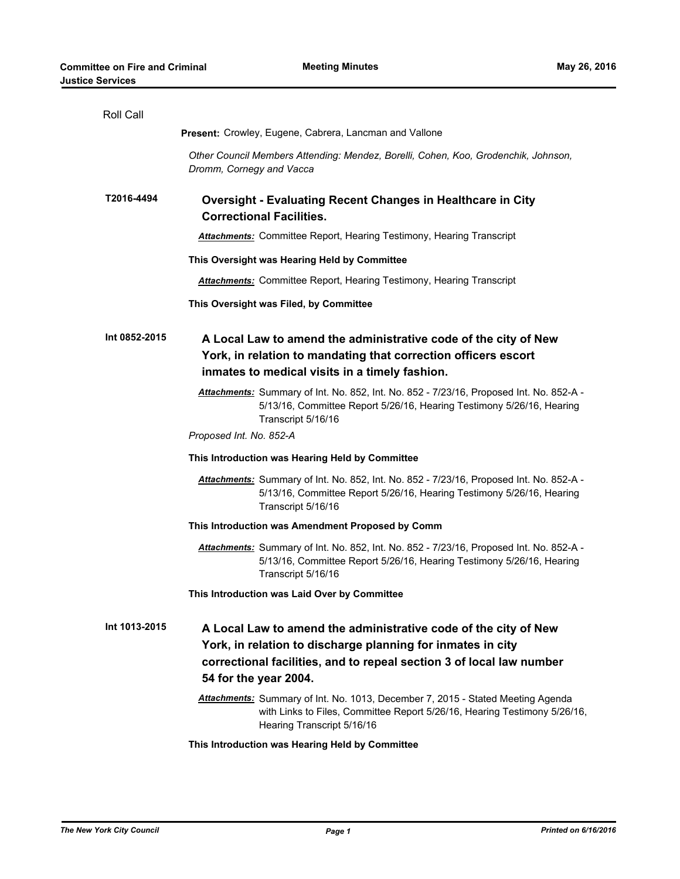Roll Call

**Present:** Crowley, Eugene, Cabrera, Lancman and Vallone

*Other Council Members Attending: Mendez, Borelli, Cohen, Koo, Grodenchik, Johnson, Dromm, Cornegy and Vacca*

**T2016-4494**

## Oversight - Evaluating Recent Changes in Healthcare in City Correctional Facilities.

***Attachments:*** Committee Report, Hearing Testimony, Hearing Transcript

**This Oversight was Hearing Held by Committee**

***Attachments:*** Committee Report, Hearing Testimony, Hearing Transcript

**This Oversight was Filed, by Committee**

**Int 0852-2015**

## A Local Law to amend the administrative code of the city of New York, in relation to mandating that correction officers escort inmates to medical visits in a timely fashion.

***Attachments:*** Summary of Int. No. 852, Int. No. 852 - 7/23/16, Proposed Int. No. 852-A - 5/13/16, Committee Report 5/26/16, Hearing Testimony 5/26/16, Hearing Transcript 5/16/16

*Proposed Int. No. 852-A*

**This Introduction was Hearing Held by Committee**

***Attachments:*** Summary of Int. No. 852, Int. No. 852 - 7/23/16, Proposed Int. No. 852-A - 5/13/16, Committee Report 5/26/16, Hearing Testimony 5/26/16, Hearing Transcript 5/16/16

**This Introduction was Amendment Proposed by Comm**

***Attachments:*** Summary of Int. No. 852, Int. No. 852 - 7/23/16, Proposed Int. No. 852-A - 5/13/16, Committee Report 5/26/16, Hearing Testimony 5/26/16, Hearing Transcript 5/16/16

**This Introduction was Laid Over by Committee**

**Int 1013-2015**

## A Local Law to amend the administrative code of the city of New York, in relation to discharge planning for inmates in city correctional facilities, and to repeal section 3 of local law number 54 for the year 2004.

***Attachments:*** Summary of Int. No. 1013, December 7, 2015 - Stated Meeting Agenda with Links to Files, Committee Report 5/26/16, Hearing Testimony 5/26/16, Hearing Transcript 5/16/16

**This Introduction was Hearing Held by Committee**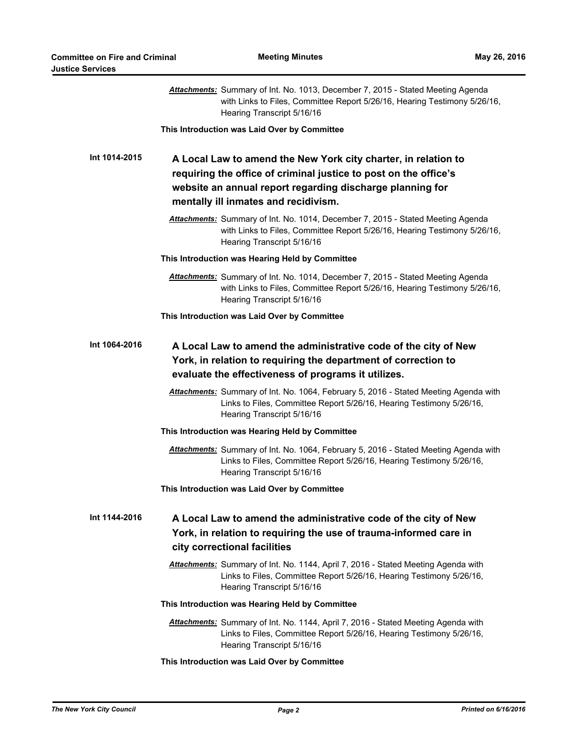***Attachments:*** Summary of Int. No. 1013, December 7, 2015 - Stated Meeting Agenda with Links to Files, Committee Report 5/26/16, Hearing Testimony 5/26/16, Hearing Transcript 5/16/16

**This Introduction was Laid Over by Committee**

**Int 1014-2015** **A Local Law to amend the New York city charter, in relation to requiring the office of criminal justice to post on the office's website an annual report regarding discharge planning for mentally ill inmates and recidivism.**

***Attachments:*** Summary of Int. No. 1014, December 7, 2015 - Stated Meeting Agenda with Links to Files, Committee Report 5/26/16, Hearing Testimony 5/26/16, Hearing Transcript 5/16/16

**This Introduction was Hearing Held by Committee**

***Attachments:*** Summary of Int. No. 1014, December 7, 2015 - Stated Meeting Agenda with Links to Files, Committee Report 5/26/16, Hearing Testimony 5/26/16, Hearing Transcript 5/16/16

**This Introduction was Laid Over by Committee**

**Int 1064-2016** **A Local Law to amend the administrative code of the city of New York, in relation to requiring the department of correction to evaluate the effectiveness of programs it utilizes.**

***Attachments:*** Summary of Int. No. 1064, February 5, 2016 - Stated Meeting Agenda with Links to Files, Committee Report 5/26/16, Hearing Testimony 5/26/16, Hearing Transcript 5/16/16

**This Introduction was Hearing Held by Committee**

***Attachments:*** Summary of Int. No. 1064, February 5, 2016 - Stated Meeting Agenda with Links to Files, Committee Report 5/26/16, Hearing Testimony 5/26/16, Hearing Transcript 5/16/16

**This Introduction was Laid Over by Committee**

**Int 1144-2016** **A Local Law to amend the administrative code of the city of New York, in relation to requiring the use of trauma-informed care in city correctional facilities**

***Attachments:*** Summary of Int. No. 1144, April 7, 2016 - Stated Meeting Agenda with Links to Files, Committee Report 5/26/16, Hearing Testimony 5/26/16, Hearing Transcript 5/16/16

**This Introduction was Hearing Held by Committee**

***Attachments:*** Summary of Int. No. 1144, April 7, 2016 - Stated Meeting Agenda with Links to Files, Committee Report 5/26/16, Hearing Testimony 5/26/16, Hearing Transcript 5/16/16

**This Introduction was Laid Over by Committee**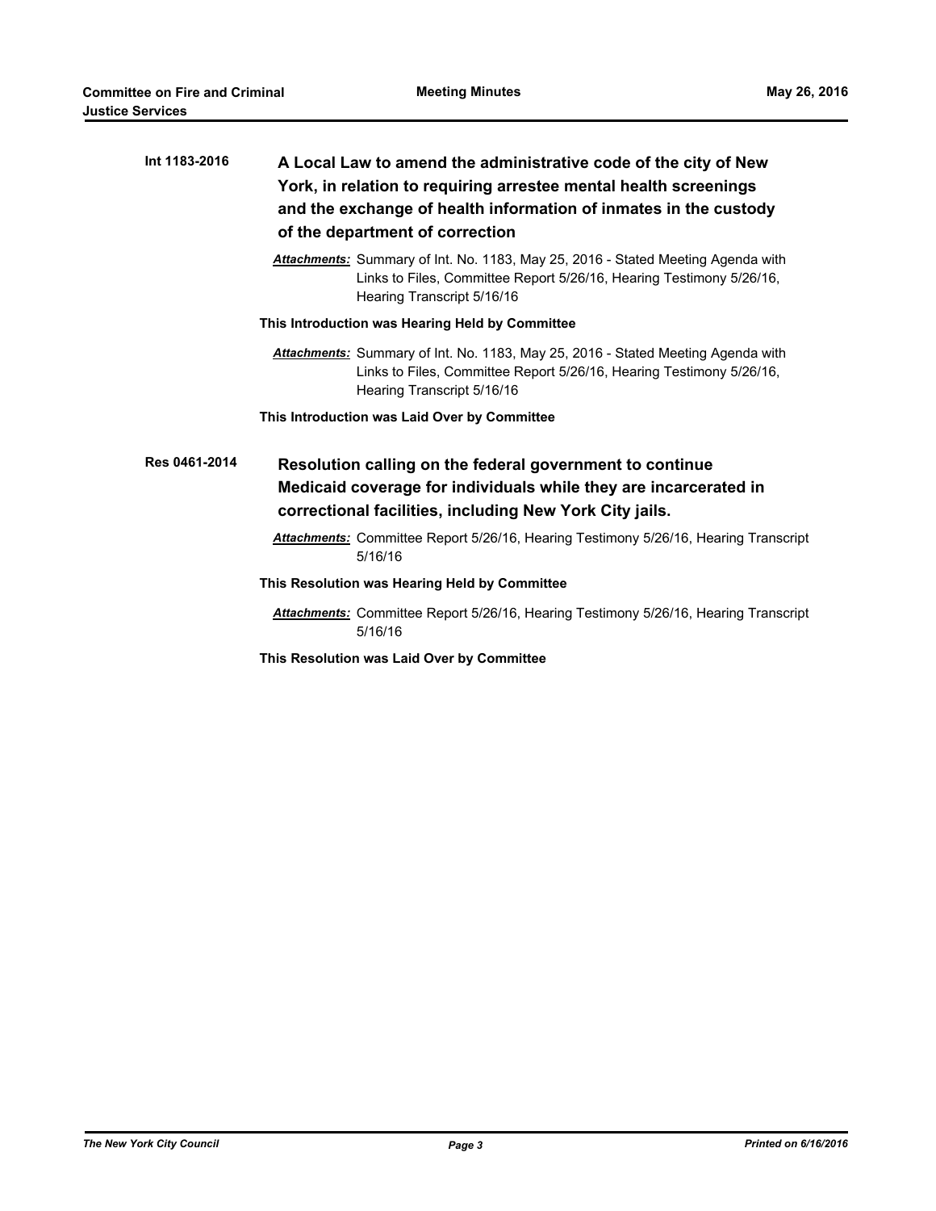**Int 1183-2016** **A Local Law to amend the administrative code of the city of New York, in relation to requiring arrestee mental health screenings and the exchange of health information of inmates in the custody of the department of correction**

***Attachments:*** Summary of Int. No. 1183, May 25, 2016 - Stated Meeting Agenda with Links to Files, Committee Report 5/26/16, Hearing Testimony 5/26/16, Hearing Transcript 5/16/16

**This Introduction was Hearing Held by Committee**

***Attachments:*** Summary of Int. No. 1183, May 25, 2016 - Stated Meeting Agenda with Links to Files, Committee Report 5/26/16, Hearing Testimony 5/26/16, Hearing Transcript 5/16/16

**This Introduction was Laid Over by Committee**

**Res 0461-2014** **Resolution calling on the federal government to continue Medicaid coverage for individuals while they are incarcerated in correctional facilities, including New York City jails.**

***Attachments:*** Committee Report 5/26/16, Hearing Testimony 5/26/16, Hearing Transcript 5/16/16

**This Resolution was Hearing Held by Committee**

***Attachments:*** Committee Report 5/26/16, Hearing Testimony 5/26/16, Hearing Transcript 5/16/16

**This Resolution was Laid Over by Committee**